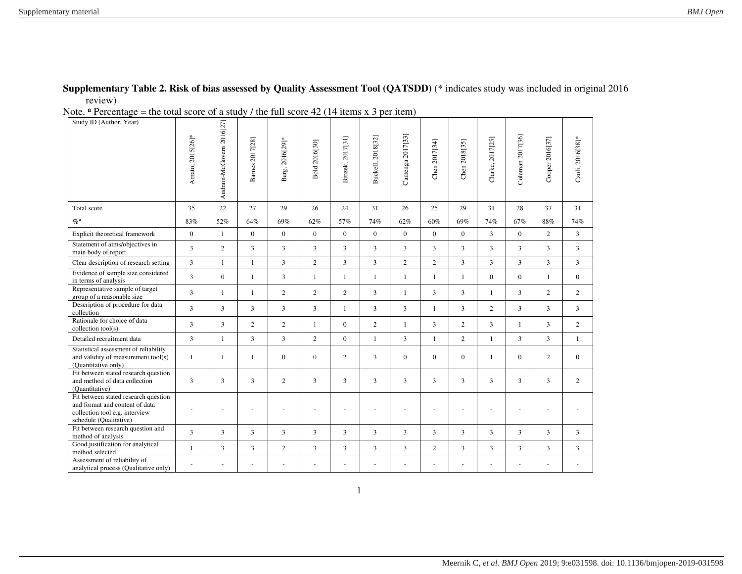**Supplementary Table 2. Risk of bias assessed by Quality Assessment Tool (QATSDD)** (* indicates study was included in original 2016 review)

Note. [a] Percentage = the total score of a study / the full score 42 (14 items x 3 per item)

| Study ID (Author, Year) | Amato, 2015[26]* | Audrain-McGovern 2016[27] | Barnes 2017[28] | Berg, 2016[29]* | Bold 2016[30] | Brozek, 2017[31] | Buckell, 2018[32] | Camenga 2017[33] | Chen 2017[34] | Chen 2018[35] | Clarke, 2017[25] | Coleman 2017[36] | Cooper 2016[37] | Czoli, 2016[38]* |
|---|---|---|---|---|---|---|---|---|---|---|---|---|---|---|
| Total score | 35 | 22 | 27 | 29 | 26 | 24 | 31 | 26 | 25 | 29 | 31 | 28 | 37 | 31 |
| %[a] | 83% | 52% | 64% | 69% | 62% | 57% | 74% | 62% | 60% | 69% | 74% | 67% | 88% | 74% |
| Explicit theoretical framework | 0 | 1 | 0 | 0 | 0 | 0 | 0 | 0 | 0 | 0 | 3 | 0 | 2 | 3 |
| Statement of aims/objectives in main body of report | 3 | 2 | 3 | 3 | 3 | 3 | 3 | 3 | 3 | 3 | 3 | 3 | 3 | 3 |
| Clear description of research setting | 3 | 1 | 1 | 3 | 2 | 3 | 3 | 2 | 2 | 3 | 3 | 3 | 3 | 3 |
| Evidence of sample size considered in terms of analysis | 3 | 0 | 1 | 3 | 1 | 1 | 1 | 1 | 1 | 1 | 0 | 0 | 1 | 0 |
| Representative sample of target group of a reasonable size | 3 | 1 | 1 | 2 | 2 | 2 | 3 | 1 | 3 | 3 | 1 | 3 | 2 | 2 |
| Description of procedure for data collection | 3 | 3 | 3 | 3 | 3 | 1 | 3 | 3 | 1 | 3 | 2 | 3 | 3 | 3 |
| Rationale for choice of data collection tool(s) | 3 | 3 | 2 | 2 | 1 | 0 | 2 | 1 | 3 | 2 | 3 | 1 | 3 | 2 |
| Detailed recruitment data | 3 | 1 | 3 | 3 | 2 | 0 | 1 | 3 | 1 | 2 | 1 | 3 | 3 | 1 |
| Statistical assessment of reliability and validity of measurement tool(s) (Quantitative only) | 1 | 1 | 1 | 0 | 0 | 2 | 3 | 0 | 0 | 0 | 1 | 0 | 2 | 0 |
| Fit between stated research question and method of data collection (Quantitative) | 3 | 3 | 3 | 2 | 3 | 3 | 3 | 3 | 3 | 3 | 3 | 3 | 3 | 2 |
| Fit between stated research question and format and content of data collection tool e.g. interview schedule (Qualitative) | - | - | - | - | - | - | - | - | - | - | - | - | - | - |
| Fit between research question and method of analysis | 3 | 3 | 3 | 3 | 3 | 3 | 3 | 3 | 3 | 3 | 3 | 3 | 3 | 3 |
| Good justification for analytical method selected | 1 | 3 | 3 | 2 | 3 | 3 | 3 | 3 | 2 | 3 | 3 | 3 | 3 | 3 |
| Assessment of reliability of analytical process (Qualitative only) | - | - | - | - | - | - | - | - | - | - | - | - | - | - |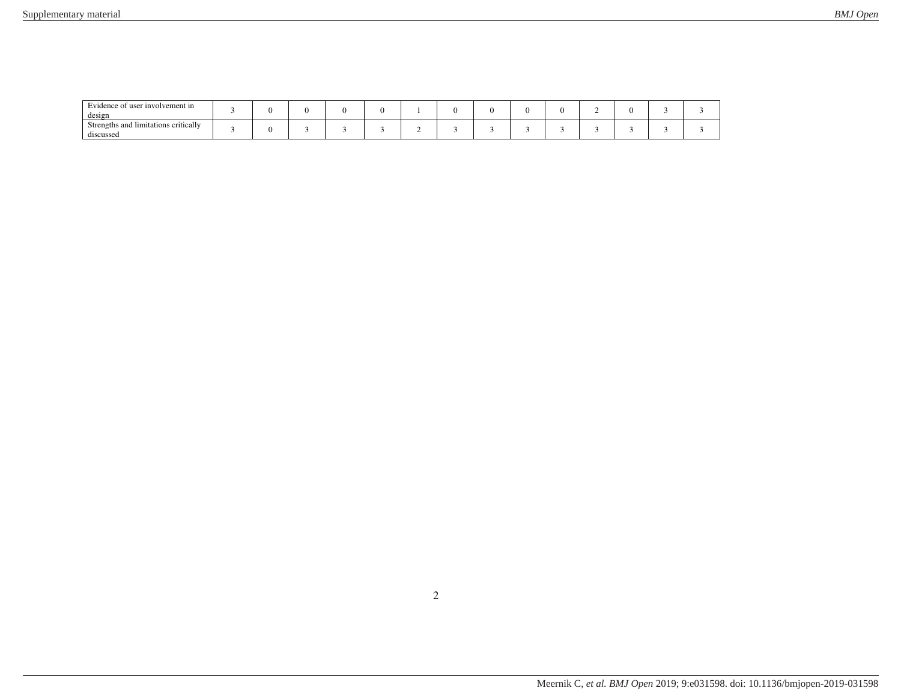| | | | | | | | | | | | | | | |
|---|---|---|---|---|---|---|---|---|---|---|---|---|---|---|
| Evidence of user involvement in design | 3 | 0 | 0 | 0 | 0 | 1 | 0 | 0 | 0 | 0 | 2 | 0 | 3 | 3 |
| Strengths and limitations critically discussed | 3 | 0 | 3 | 3 | 3 | 2 | 3 | 3 | 3 | 3 | 3 | 3 | 3 | 3 |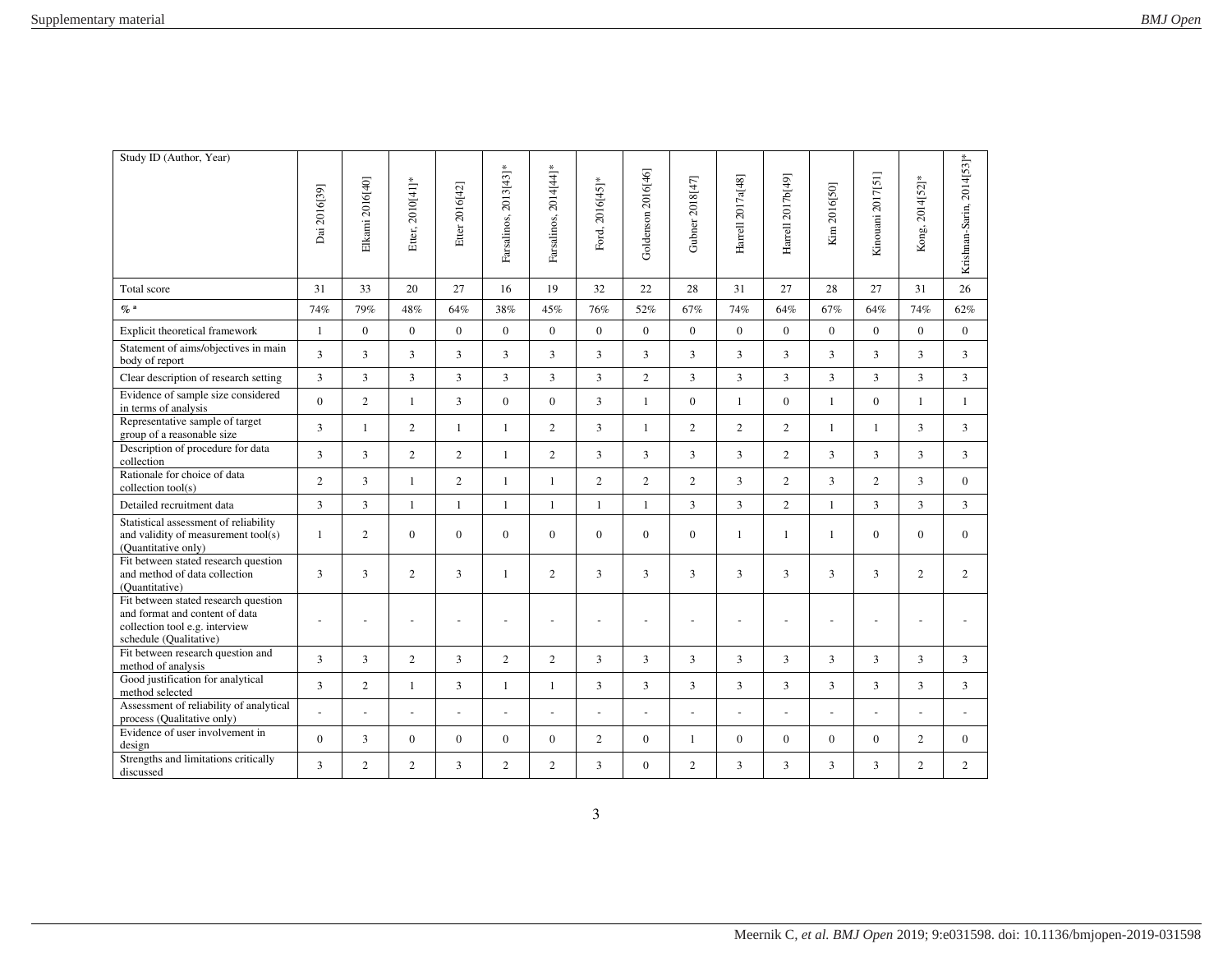| Study ID (Author, Year) | Dai 2016[39] | Elkami 2016[40] | Etter, 2010[41]* | Etter 2016[42] | Farsalinos, 2013[43]* | Farsalinos, 2014[44]* | Ford, 2016[45]* | Goldenson 2016[46] | Gubner 2018[47] | Harrell 2017a[48] | Harrell 2017b[49] | Kim 2016[50] | Kinouani 2017[51] | Kong, 2014[52]* | Krishnan-Sarin, 2014[53]* |
|---|---|---|---|---|---|---|---|---|---|---|---|---|---|---|---|
| Total score | 31 | 33 | 20 | 27 | 16 | 19 | 32 | 22 | 28 | 31 | 27 | 28 | 27 | 31 | 26 |
| % [a] | 74% | 79% | 48% | 64% | 38% | 45% | 76% | 52% | 67% | 74% | 64% | 67% | 64% | 74% | 62% |
| Explicit theoretical framework | 1 | 0 | 0 | 0 | 0 | 0 | 0 | 0 | 0 | 0 | 0 | 0 | 0 | 0 | 0 |
| Statement of aims/objectives in main body of report | 3 | 3 | 3 | 3 | 3 | 3 | 3 | 3 | 3 | 3 | 3 | 3 | 3 | 3 | 3 |
| Clear description of research setting | 3 | 3 | 3 | 3 | 3 | 3 | 3 | 2 | 3 | 3 | 3 | 3 | 3 | 3 | 3 |
| Evidence of sample size considered in terms of analysis | 0 | 2 | 1 | 3 | 0 | 0 | 3 | 1 | 0 | 1 | 0 | 1 | 0 | 1 | 1 |
| Representative sample of target group of a reasonable size | 3 | 1 | 2 | 1 | 1 | 2 | 3 | 1 | 2 | 2 | 2 | 1 | 1 | 3 | 3 |
| Description of procedure for data collection | 3 | 3 | 2 | 2 | 1 | 2 | 3 | 3 | 3 | 3 | 2 | 3 | 3 | 3 | 3 |
| Rationale for choice of data collection tool(s) | 2 | 3 | 1 | 2 | 1 | 1 | 2 | 2 | 2 | 3 | 2 | 3 | 2 | 3 | 0 |
| Detailed recruitment data | 3 | 3 | 1 | 1 | 1 | 1 | 1 | 1 | 3 | 3 | 2 | 1 | 3 | 3 | 3 |
| Statistical assessment of reliability and validity of measurement tool(s) (Quantitative only) | 1 | 2 | 0 | 0 | 0 | 0 | 0 | 0 | 0 | 1 | 1 | 1 | 0 | 0 | 0 |
| Fit between stated research question and method of data collection (Quantitative) | 3 | 3 | 2 | 3 | 1 | 2 | 3 | 3 | 3 | 3 | 3 | 3 | 3 | 2 | 2 |
| Fit between stated research question and format and content of data collection tool e.g. interview schedule (Qualitative) | - | - | - | - | - | - | - | - | - | - | - | - | - | - | - |
| Fit between research question and method of analysis | 3 | 3 | 2 | 3 | 2 | 2 | 3 | 3 | 3 | 3 | 3 | 3 | 3 | 3 | 3 |
| Good justification for analytical method selected | 3 | 2 | 1 | 3 | 1 | 1 | 3 | 3 | 3 | 3 | 3 | 3 | 3 | 3 | 3 |
| Assessment of reliability of analytical process (Qualitative only) | - | - | - | - | - | - | - | - | - | - | - | - | - | - | - |
| Evidence of user involvement in design | 0 | 3 | 0 | 0 | 0 | 0 | 2 | 0 | 1 | 0 | 0 | 0 | 0 | 2 | 0 |
| Strengths and limitations critically discussed | 3 | 2 | 2 | 3 | 2 | 2 | 3 | 0 | 2 | 3 | 3 | 3 | 3 | 2 | 2 |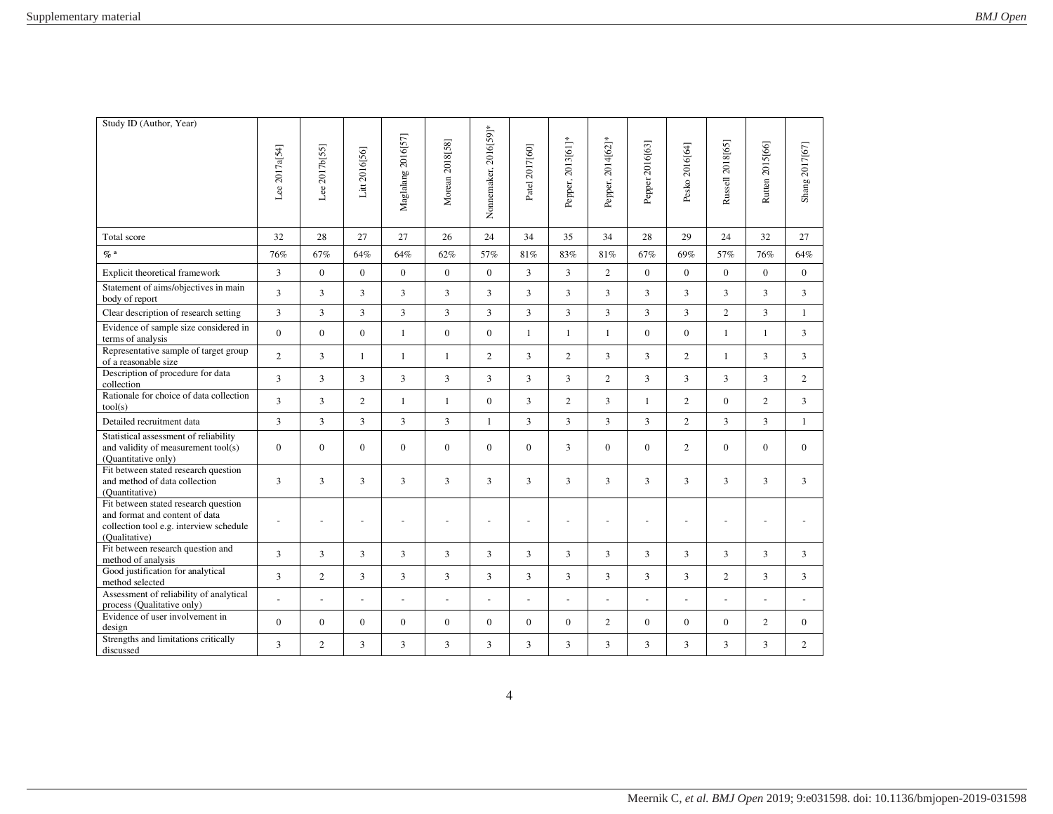| Study ID (Author, Year) | Lee 2017a[54] | Lee 2017b[55] | Litt 2016[56] | Maglalang 2016[57] | Morean 2018[58] | Nonnemaker, 2016[59]* | Patel 2017[60] | Pepper, 2013[61]* | Pepper, 2014[62]* | Pepper 2016[63] | Pesko 2016[64] | Russell 2018[65] | Rutten 2015[66] | Shang 2017[67] |
|---|---|---|---|---|---|---|---|---|---|---|---|---|---|---|
| Total score | 32 | 28 | 27 | 27 | 26 | 24 | 34 | 35 | 34 | 28 | 29 | 24 | 32 | 27 |
| % [a] | 76% | 67% | 64% | 64% | 62% | 57% | 81% | 83% | 81% | 67% | 69% | 57% | 76% | 64% |
| Explicit theoretical framework | 3 | 0 | 0 | 0 | 0 | 0 | 3 | 3 | 2 | 0 | 0 | 0 | 0 | 0 |
| Statement of aims/objectives in main body of report | 3 | 3 | 3 | 3 | 3 | 3 | 3 | 3 | 3 | 3 | 3 | 3 | 3 | 3 |
| Clear description of research setting | 3 | 3 | 3 | 3 | 3 | 3 | 3 | 3 | 3 | 3 | 3 | 2 | 3 | 1 |
| Evidence of sample size considered in terms of analysis | 0 | 0 | 0 | 1 | 0 | 0 | 1 | 1 | 1 | 0 | 0 | 1 | 1 | 3 |
| Representative sample of target group of a reasonable size | 2 | 3 | 1 | 1 | 1 | 2 | 3 | 2 | 3 | 3 | 2 | 1 | 3 | 3 |
| Description of procedure for data collection | 3 | 3 | 3 | 3 | 3 | 3 | 3 | 3 | 2 | 3 | 3 | 3 | 3 | 2 |
| Rationale for choice of data collection tool(s) | 3 | 3 | 2 | 1 | 1 | 0 | 3 | 2 | 3 | 1 | 2 | 0 | 2 | 3 |
| Detailed recruitment data | 3 | 3 | 3 | 3 | 3 | 1 | 3 | 3 | 3 | 3 | 2 | 3 | 3 | 1 |
| Statistical assessment of reliability and validity of measurement tool(s) (Quantitative only) | 0 | 0 | 0 | 0 | 0 | 0 | 0 | 3 | 0 | 0 | 2 | 0 | 0 | 0 |
| Fit between stated research question and method of data collection (Quantitative) | 3 | 3 | 3 | 3 | 3 | 3 | 3 | 3 | 3 | 3 | 3 | 3 | 3 | 3 |
| Fit between stated research question and format and content of data collection tool e.g. interview schedule (Qualitative) | - | - | - | - | - | - | - | - | - | - | - | - | - | - |
| Fit between research question and method of analysis | 3 | 3 | 3 | 3 | 3 | 3 | 3 | 3 | 3 | 3 | 3 | 3 | 3 | 3 |
| Good justification for analytical method selected | 3 | 2 | 3 | 3 | 3 | 3 | 3 | 3 | 3 | 3 | 3 | 2 | 3 | 3 |
| Assessment of reliability of analytical process (Qualitative only) | - | - | - | - | - | - | - | - | - | - | - | - | - | - |
| Evidence of user involvement in design | 0 | 0 | 0 | 0 | 0 | 0 | 0 | 0 | 2 | 0 | 0 | 0 | 2 | 0 |
| Strengths and limitations critically discussed | 3 | 2 | 3 | 3 | 3 | 3 | 3 | 3 | 3 | 3 | 3 | 3 | 3 | 2 |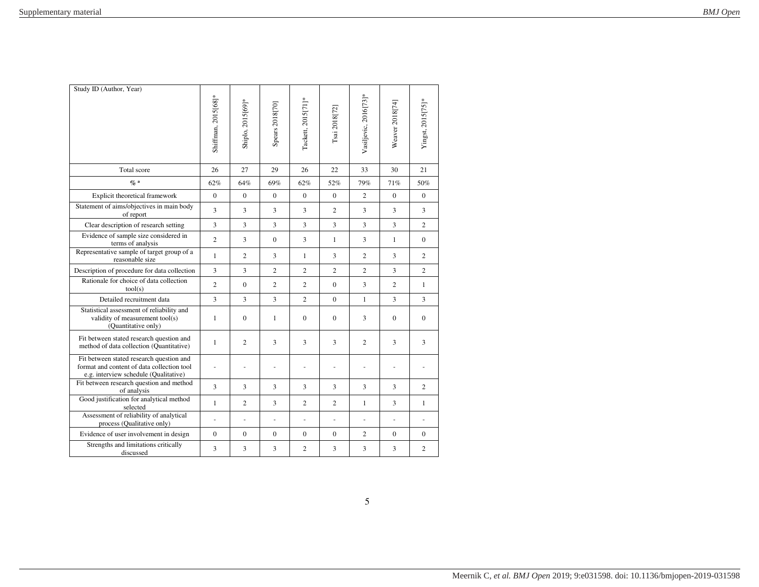| Study ID (Author, Year) | Shiffman, 2015[68]* | Shiplo, 2015[69]* | Spears 2018[70] | Tackett, 2015[71]* | Tsai 2018[72] | Vasiljevic, 2016[73]* | Weaver 2018[74] | Yingst, 2015[75]* |
|---|---|---|---|---|---|---|---|---|
| Total score | 26 | 27 | 29 | 26 | 22 | 33 | 30 | 21 |
| % [a] | 62% | 64% | 69% | 62% | 52% | 79% | 71% | 50% |
| Explicit theoretical framework | 0 | 0 | 0 | 0 | 0 | 2 | 0 | 0 |
| Statement of aims/objectives in main body of report | 3 | 3 | 3 | 3 | 2 | 3 | 3 | 3 |
| Clear description of research setting | 3 | 3 | 3 | 3 | 3 | 3 | 3 | 2 |
| Evidence of sample size considered in terms of analysis | 2 | 3 | 0 | 3 | 1 | 3 | 1 | 0 |
| Representative sample of target group of a reasonable size | 1 | 2 | 3 | 1 | 3 | 2 | 3 | 2 |
| Description of procedure for data collection | 3 | 3 | 2 | 2 | 2 | 2 | 3 | 2 |
| Rationale for choice of data collection tool(s) | 2 | 0 | 2 | 2 | 0 | 3 | 2 | 1 |
| Detailed recruitment data | 3 | 3 | 3 | 2 | 0 | 1 | 3 | 3 |
| Statistical assessment of reliability and validity of measurement tool(s) (Quantitative only) | 1 | 0 | 1 | 0 | 0 | 3 | 0 | 0 |
| Fit between stated research question and method of data collection (Quantitative) | 1 | 2 | 3 | 3 | 3 | 2 | 3 | 3 |
| Fit between stated research question and format and content of data collection tool e.g. interview schedule (Qualitative) | - | - | - | - | - | - | - | - |
| Fit between research question and method of analysis | 3 | 3 | 3 | 3 | 3 | 3 | 3 | 2 |
| Good justification for analytical method selected | 1 | 2 | 3 | 2 | 2 | 1 | 3 | 1 |
| Assessment of reliability of analytical process (Qualitative only) | - | - | - | - | - | - | - | - |
| Evidence of user involvement in design | 0 | 0 | 0 | 0 | 0 | 2 | 0 | 0 |
| Strengths and limitations critically discussed | 3 | 3 | 3 | 2 | 3 | 3 | 3 | 2 |